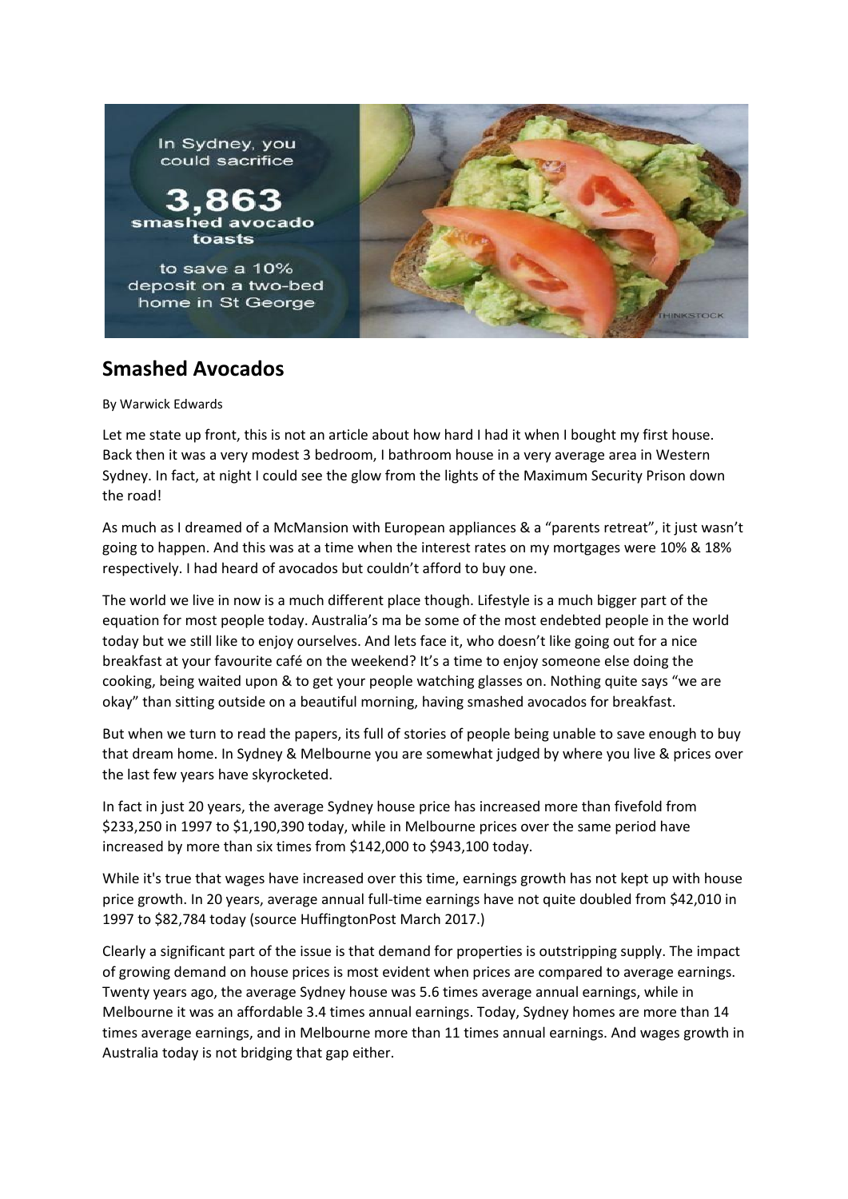In Sydney, you could sacrifice

**3,863**
**smashed avocado toasts**

to save a 10% deposit on a two-bed home in St George

# Smashed Avocados

By Warwick Edwards

Let me state up front, this is not an article about how hard I had it when I bought my first house. Back then it was a very modest 3 bedroom, I bathroom house in a very average area in Western Sydney. In fact, at night I could see the glow from the lights of the Maximum Security Prison down the road!

As much as I dreamed of a McMansion with European appliances & a "parents retreat", it just wasn't going to happen. And this was at a time when the interest rates on my mortgages were 10% & 18% respectively. I had heard of avocados but couldn't afford to buy one.

The world we live in now is a much different place though. Lifestyle is a much bigger part of the equation for most people today. Australia's ma be some of the most endebted people in the world today but we still like to enjoy ourselves. And lets face it, who doesn't like going out for a nice breakfast at your favourite café on the weekend? It's a time to enjoy someone else doing the cooking, being waited upon & to get your people watching glasses on. Nothing quite says "we are okay" than sitting outside on a beautiful morning, having smashed avocados for breakfast.

But when we turn to read the papers, its full of stories of people being unable to save enough to buy that dream home. In Sydney & Melbourne you are somewhat judged by where you live & prices over the last few years have skyrocketed.

In fact in just 20 years, the average Sydney house price has increased more than fivefold from $233,250 in 1997 to $1,190,390 today, while in Melbourne prices over the same period have increased by more than six times from $142,000 to $943,100 today.

While it's true that wages have increased over this time, earnings growth has not kept up with house price growth. In 20 years, average annual full-time earnings have not quite doubled from $42,010 in 1997 to $82,784 today (source HuffingtonPost March 2017.)

Clearly a significant part of the issue is that demand for properties is outstripping supply. The impact of growing demand on house prices is most evident when prices are compared to average earnings. Twenty years ago, the average Sydney house was 5.6 times average annual earnings, while in Melbourne it was an affordable 3.4 times annual earnings. Today, Sydney homes are more than 14 times average earnings, and in Melbourne more than 11 times annual earnings. And wages growth in Australia today is not bridging that gap either.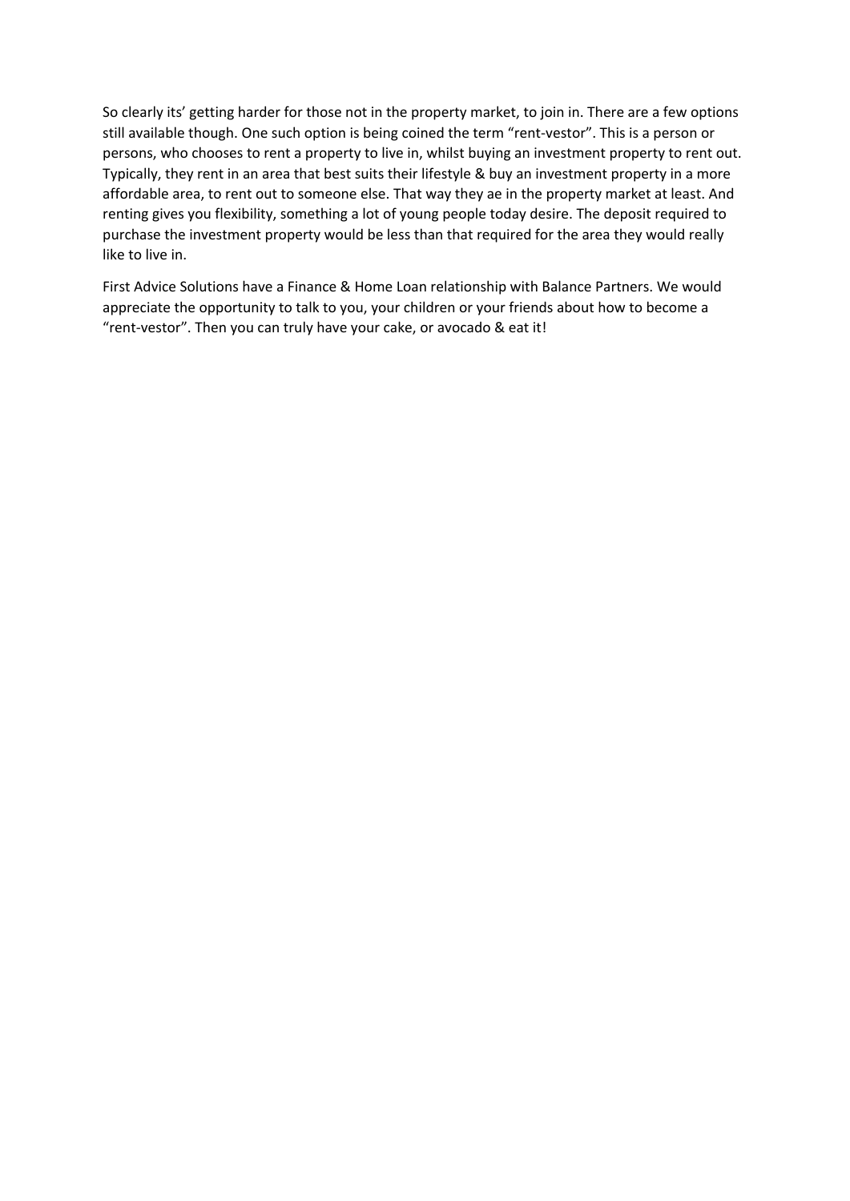So clearly its' getting harder for those not in the property market, to join in. There are a few options still available though. One such option is being coined the term "rent-vestor". This is a person or persons, who chooses to rent a property to live in, whilst buying an investment property to rent out. Typically, they rent in an area that best suits their lifestyle & buy an investment property in a more affordable area, to rent out to someone else. That way they ae in the property market at least. And renting gives you flexibility, something a lot of young people today desire. The deposit required to purchase the investment property would be less than that required for the area they would really like to live in.

First Advice Solutions have a Finance & Home Loan relationship with Balance Partners. We would appreciate the opportunity to talk to you, your children or your friends about how to become a "rent-vestor". Then you can truly have your cake, or avocado & eat it!